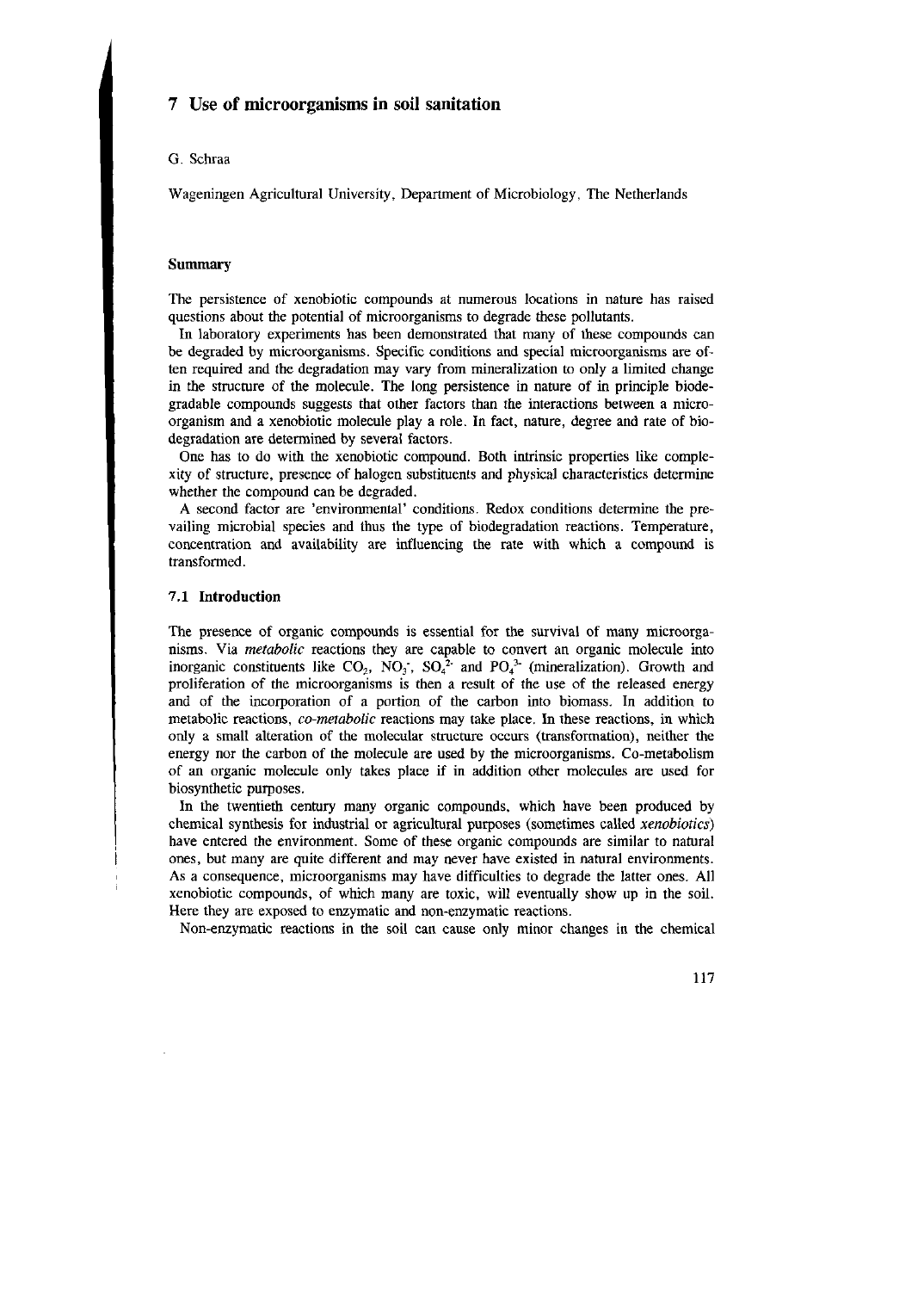# 7 Use of microorganisms in soil sanitation

G. Schraa

Wageningen Agricultural University, Department of Microbiology, The Netherlands

### Summary

The persistence of xenobiotic compounds at numerous locations in nature has raised questions about the potential of microorganisms to degrade these pollutants.

In laboratory experiments has been demonstrated that many of these compounds can be degraded by microorganisms. Specific conditions and special microorganisms are often required and the degradation may vary from mineralization to only a limited change in the structure of the molecule. The long persistence in nature of in principle biodegradable compounds suggests that other factors than the interactions between a microorganism and a xenobiotic molecule play a role. In fact, nature, degree and rate of biodegradation are determined by several factors.

One has to do with the xenobiotic compound. Both intrinsic properties like complexity of structure, presence of halogen substituents and physical characteristics determine whether the compound can be degraded.

A second factor are 'environmental' conditions. Redox conditions determine the prevailing microbial species and thus the type of biodegradation reactions. Temperature, concentration and availability are influencing the rate with which a compound is transformed.

### 7.1 Introduction

The presence of organic compounds is essential for the survival of many microorganisms. Via *metabolic* reactions they are capable to convert an organic molecule into inorganic constituents like $CO_2$, $NO_3^-$, $SO_4^{2-}$ and $PO_4^{3-}$ (mineralization). Growth and proliferation of the microorganisms is then a result of the use of the released energy and of the incorporation of a portion of the carbon into biomass. In addition to metabolic reactions, *co-metabolic* reactions may take place. In these reactions, in which only a small alteration of the molecular structure occurs (transformation), neither the energy nor the carbon of the molecule are used by the microorganisms. Co-metabolism of an organic molecule only takes place if in addition other molecules are used for biosynthetic purposes.

In the twentieth century many organic compounds, which have been produced by chemical synthesis for industrial or agricultural purposes (sometimes called *xenobiotics*) have entered the environment. Some of these organic compounds are similar to natural ones, but many are quite different and may never have existed in natural environments. As a consequence, microorganisms may have difficulties to degrade the latter ones. All xenobiotic compounds, of which many are toxic, will eventually show up in the soil. Here they are exposed to enzymatic and non-enzymatic reactions.

Non-enzymatic reactions in the soil can cause only minor changes in the chemical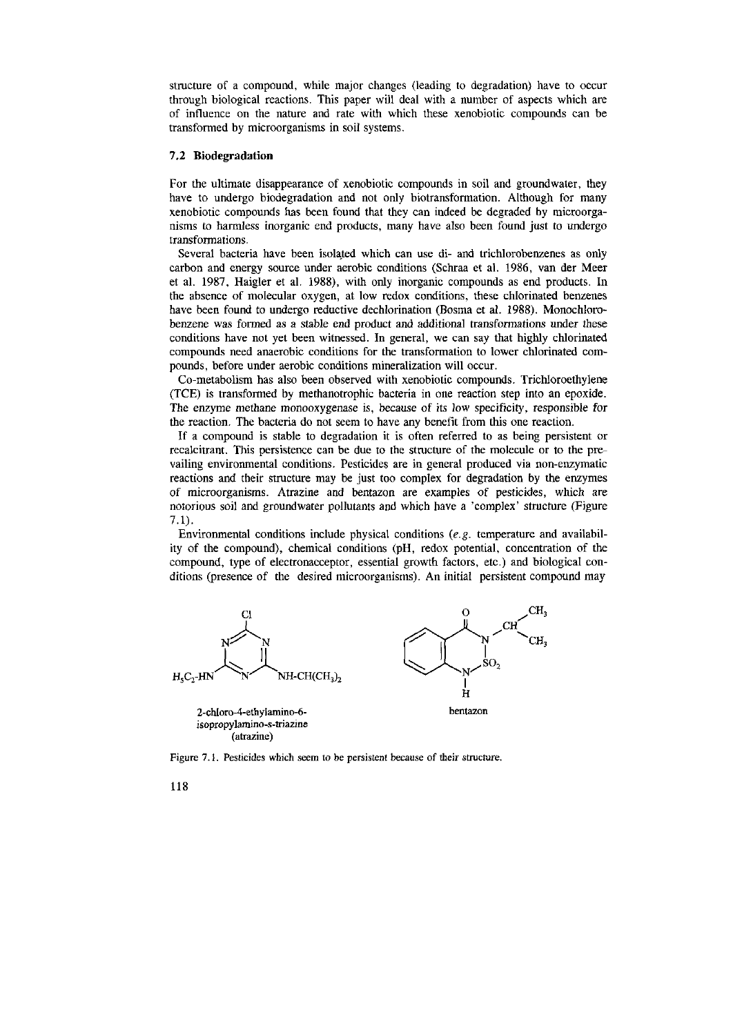structure of a compound, while major changes (leading to degradation) have to occur through biological reactions. This paper will deal with a number of aspects which are of influence on the nature and rate with which these xenobiotic compounds can be transformed by microorganisms in soil systems.

## 7.2 Biodegradation

For the ultimate disappearance of xenobiotic compounds in soil and groundwater, they have to undergo biodegradation and not only biotransformation. Although for many xenobiotic compounds has been found that they can indeed be degraded by microorganisms to harmless inorganic end products, many have also been found just to undergo transformations.

Several bacteria have been isolated which can use di- and trichlorobenzenes as only carbon and energy source under aerobic conditions (Schraa et al. 1986, van der Meer et al. 1987, Haigler et al. 1988), with only inorganic compounds as end products. In the absence of molecular oxygen, at low redox conditions, these chlorinated benzenes have been found to undergo reductive dechlorination (Bosma et al. 1988). Monochlorobenzene was formed as a stable end product and additional transformations under these conditions have not yet been witnessed. In general, we can say that highly chlorinated compounds need anaerobic conditions for the transformation to lower chlorinated compounds, before under aerobic conditions mineralization will occur.

Co-metabolism has also been observed with xenobiotic compounds. Trichloroethylene (TCE) is transformed by methanotrophic bacteria in one reaction step into an epoxide. The enzyme methane monooxygenase is, because of its low specificity, responsible for the reaction. The bacteria do not seem to have any benefit from this one reaction.

If a compound is stable to degradation it is often referred to as being persistent or recalcitrant. This persistence can be due to the structure of the molecule or to the prevailing environmental conditions. Pesticides are in general produced via non-enzymatic reactions and their structure may be just too complex for degradation by the enzymes of microorganisms. Atrazine and bentazon are examples of pesticides, which are notorious soil and groundwater pollutants and which have a 'complex' structure (Figure 7.1).

Environmental conditions include physical conditions (*e.g.* temperature and availability of the compound), chemical conditions (pH, redox potential, concentration of the compound, type of electronacceptor, essential growth factors, etc.) and biological conditions (presence of the desired microorganisms). An initial persistent compound may

2-chloro-4-ethylamino-6-isopropylamino-s-triazine (atrazine)

bentazon

Figure 7.1. Pesticides which seem to be persistent because of their structure.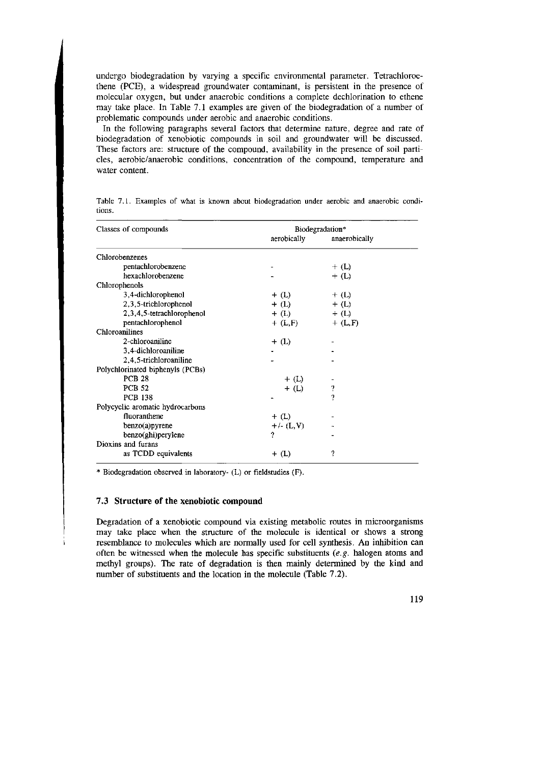undergo biodegradation by varying a specific environmental parameter. Tetrachloroethene (PCE), a widespread groundwater contaminant, is persistent in the presence of molecular oxygen, but under anaerobic conditions a complete dechlorination to ethene may take place. In Table 7.1 examples are given of the biodegradation of a number of problematic compounds under aerobic and anaerobic conditions.

In the following paragraphs several factors that determine nature, degree and rate of biodegradation of xenobiotic compounds in soil and groundwater will be discussed. These factors are: structure of the compound, availability in the presence of soil particles, aerobic/anaerobic conditions, concentration of the compound, temperature and water content.

Table 7.1. Examples of what is known about biodegradation under aerobic and anaerobic conditions.

| Classes of compounds | Biodegradation* | |
|---|---|---|
| | aerobically | anaerobically |
| Chlorobenzenes | | |
| pentachlorobenzene | - | + (L) |
| hexachlorobenzene | - | + (L) |
| Chlorophenols | | |
| 3,4-dichlorophenol | + (L) | + (L) |
| 2,3,5-trichlorophenol | + (L) | + (L) |
| 2,3,4,5-tetrachlorophenol | + (L) | + (L) |
| pentachlorophenol | + (L,F) | + (L,F) |
| Chloroanilines | | |
| 2-chloroaniline | + (L) | - |
| 3,4-dichloroaniline | - | - |
| 2,4,5-trichloroaniline | - | - |
| Polychlorinated biphenyls (PCBs) | | |
| PCB 28 | + (L) | - |
| PCB 52 | + (L) | ? |
| PCB 138 | - | ? |
| Polycyclic aromatic hydrocarbons | | |
| fluoranthene | + (L) | - |
| benzo(a)pyrene | +/- (L,V) | - |
| benzo(ghi)perylene | ? | - |
| Dioxins and furans | | |
| as TCDD equivalents | + (L) | ? |

* Biodegradation observed in laboratory- (L) or fieldstudies (F).

### 7.3 Structure of the xenobiotic compound

Degradation of a xenobiotic compound via existing metabolic routes in microorganisms may take place when the structure of the molecule is identical or shows a strong resemblance to molecules which are normally used for cell synthesis. An inhibition can often be witnessed when the molecule has specific substituents (*e.g.* halogen atoms and methyl groups). The rate of degradation is then mainly determined by the kind and number of substituents and the location in the molecule (Table 7.2).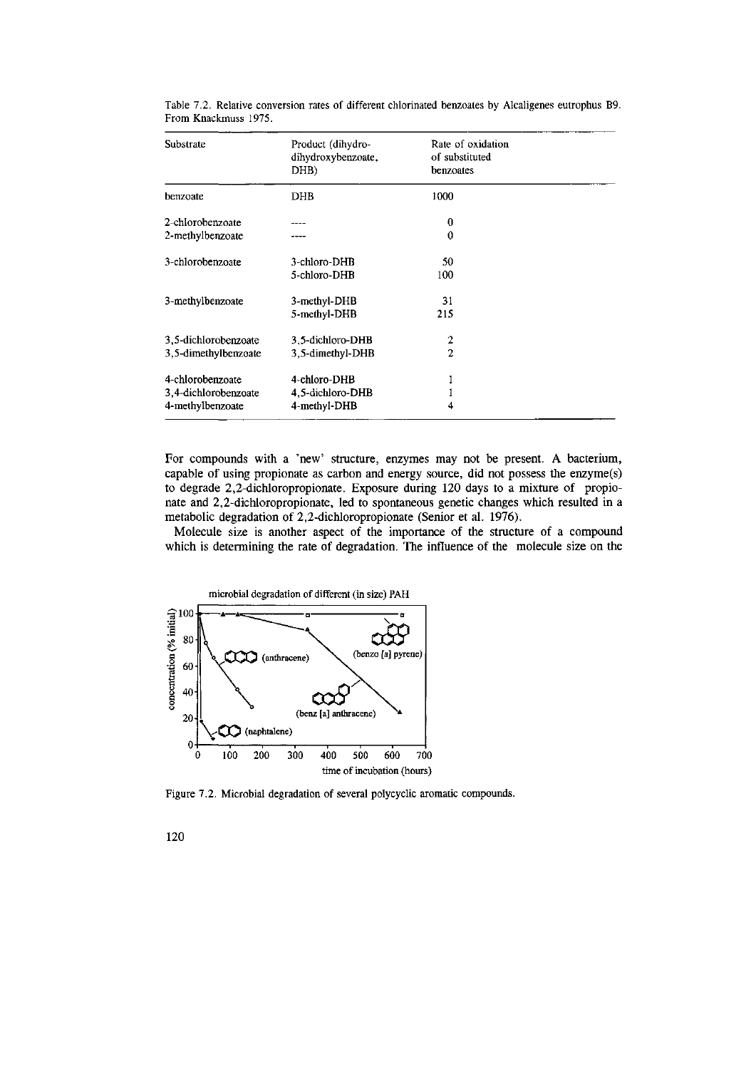Table 7.2. Relative conversion rates of different chlorinated benzoates by Alcaligenes eutrophus B9. From Knackmuss 1975.

| Substrate | Product (dihydro-dihydroxybenzoate, DHB) | Rate of oxidation of substituted benzoates |
|---|---|---|
| benzoate | DHB | 1000 |
| 2-chlorobenzoate | ---- | 0 |
| 2-methylbenzoate | ---- | 0 |
| 3-chlorobenzoate | 3-chloro-DHB | 50 |
| | 5-chloro-DHB | 100 |
| 3-methylbenzoate | 3-methyl-DHB | 31 |
| | 5-methyl-DHB | 215 |
| 3,5-dichlorobenzoate | 3,5-dichloro-DHB | 2 |
| 3,5-dimethylbenzoate | 3,5-dimethyl-DHB | 2 |
| 4-chlorobenzoate | 4-chloro-DHB | 1 |
| 3,4-dichlorobenzoate | 4,5-dichloro-DHB | 1 |
| 4-methylbenzoate | 4-methyl-DHB | 4 |

For compounds with a 'new' structure, enzymes may not be present. A bacterium, capable of using propionate as carbon and energy source, did not possess the enzyme(s) to degrade 2,2-dichloropropionate. Exposure during 120 days to a mixture of propionate and 2,2-dichloropropionate, led to spontaneous genetic changes which resulted in a metabolic degradation of 2,2-dichloropropionate (Senior et al. 1976).

Molecule size is another aspect of the importance of the structure of a compound which is determining the rate of degradation. The influence of the molecule size on the

Figure 7.2. Microbial degradation of several polycyclic aromatic compounds.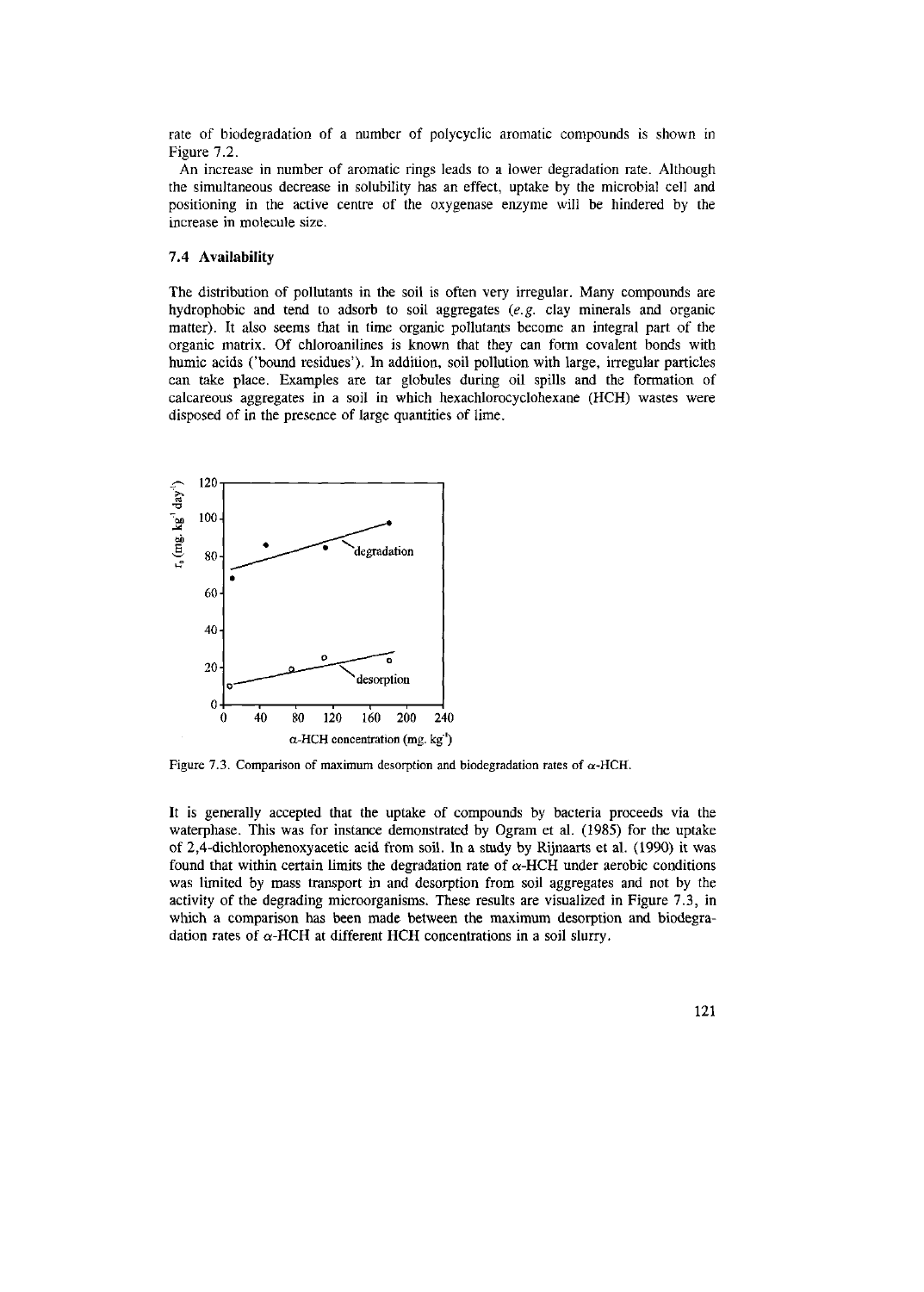rate of biodegradation of a number of polycyclic aromatic compounds is shown in Figure 7.2.

An increase in number of aromatic rings leads to a lower degradation rate. Although the simultaneous decrease in solubility has an effect, uptake by the microbial cell and positioning in the active centre of the oxygenase enzyme will be hindered by the increase in molecule size.

### 7.4 Availability

The distribution of pollutants in the soil is often very irregular. Many compounds are hydrophobic and tend to adsorb to soil aggregates (*e.g.* clay minerals and organic matter). It also seems that in time organic pollutants become an integral part of the organic matrix. Of chloroanilines is known that they can form covalent bonds with humic acids ('bound residues'). In addition, soil pollution with large, irregular particles can take place. Examples are tar globules during oil spills and the formation of calcareous aggregates in a soil in which hexachlorocyclohexane (HCH) wastes were disposed of in the presence of large quantities of lime.

Figure 7.3. Comparison of maximum desorption and biodegradation rates of $\alpha$-HCH.

It is generally accepted that the uptake of compounds by bacteria proceeds via the waterphase. This was for instance demonstrated by Ogram et al. (1985) for the uptake of 2,4-dichlorophenoxyacetic acid from soil. In a study by Rijnaarts et al. (1990) it was found that within certain limits the degradation rate of $\alpha$-HCH under aerobic conditions was limited by mass transport in and desorption from soil aggregates and not by the activity of the degrading microorganisms. These results are visualized in Figure 7.3, in which a comparison has been made between the maximum desorption and biodegradation rates of $\alpha$-HCH at different HCH concentrations in a soil slurry.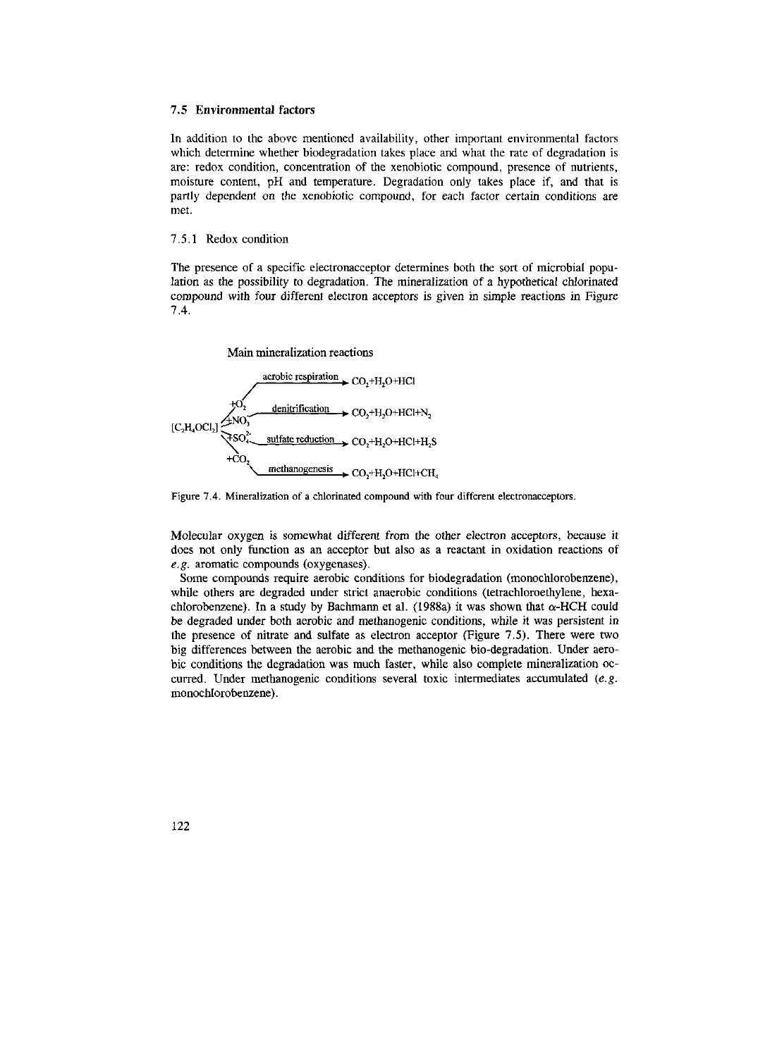## 7.5 Environmental factors

In addition to the above mentioned availability, other important environmental factors which determine whether biodegradation takes place and what the rate of degradation is are: redox condition, concentration of the xenobiotic compound, presence of nutrients, moisture content, pH and temperature. Degradation only takes place if, and that is partly dependent on the xenobiotic compound, for each factor certain conditions are met.

### 7.5.1 Redox condition

The presence of a specific electronacceptor determines both the sort of microbial population as the possibility to degradation. The mineralization of a hypothetical chlorinated compound with four different electron acceptors is given in simple reactions in Figure 7.4.

Main mineralization reactions

$$[C_2H_4OCl_2] + O_2 \xrightarrow{\text{aerobic respiration}} CO_2 + H_2O + HCl$$

$$[C_2H_4OCl_2] + NO_3^- \xrightarrow{\text{denitrification}} CO_2 + H_2O + HCl + N_2$$

$$[C_2H_4OCl_2] + SO_4^{2-} \xrightarrow{\text{sulfate reduction}} CO_2 + H_2O + HCl + H_2S$$

$$[C_2H_4OCl_2] + CO_2 \xrightarrow{\text{methanogenesis}} CO_2 + H_2O + HCl + CH_4$$

Figure 7.4. Mineralization of a chlorinated compound with four different electronacceptors.

Molecular oxygen is somewhat different from the other electron acceptors, because it does not only function as an acceptor but also as a reactant in oxidation reactions of *e.g.* aromatic compounds (oxygenases).

Some compounds require aerobic conditions for biodegradation (monochlorobenzene), while others are degraded under strict anaerobic conditions (tetrachloroethylene, hexachlorobenzene). In a study by Bachmann et al. (1988a) it was shown that α-HCH could be degraded under both aerobic and methanogenic conditions, while it was persistent in the presence of nitrate and sulfate as electron acceptor (Figure 7.5). There were two big differences between the aerobic and the methanogenic bio-degradation. Under aerobic conditions the degradation was much faster, while also complete mineralization occurred. Under methanogenic conditions several toxic intermediates accumulated (*e.g.* monochlorobenzene).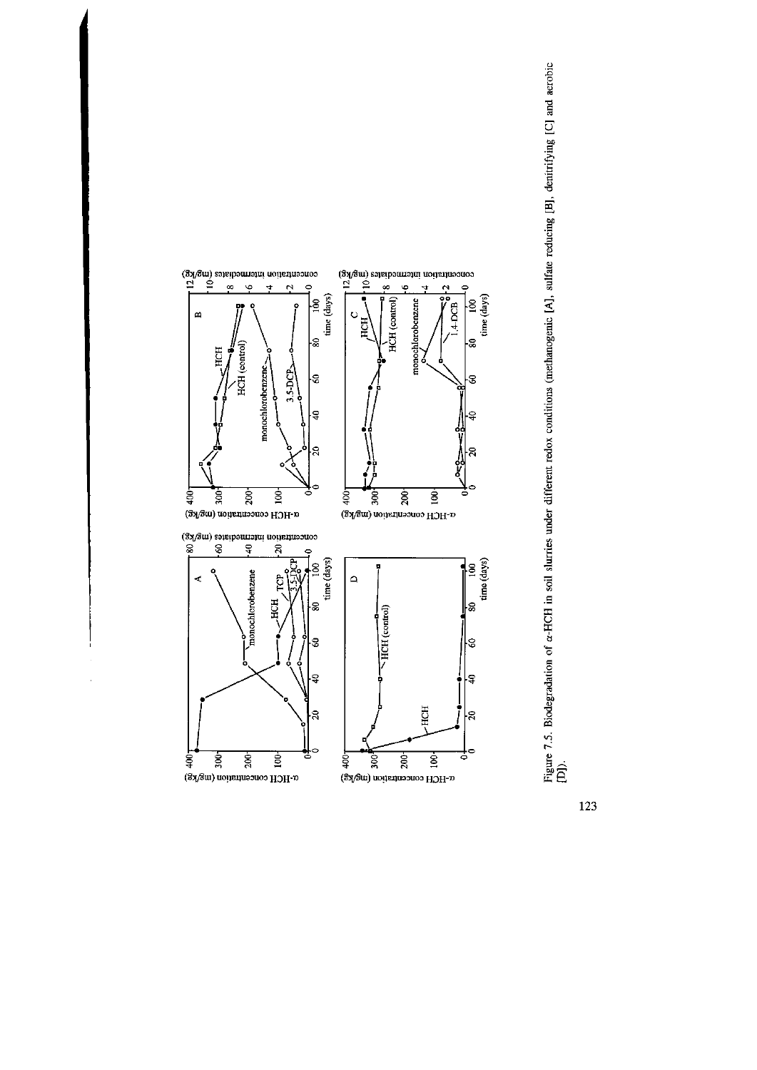Figure 7.5. Biodegradation of α-HCH in soil slurries under different redox conditions (methanogenic [A], sulfate reducing [B], denitrifying [C] and aerobic [D]).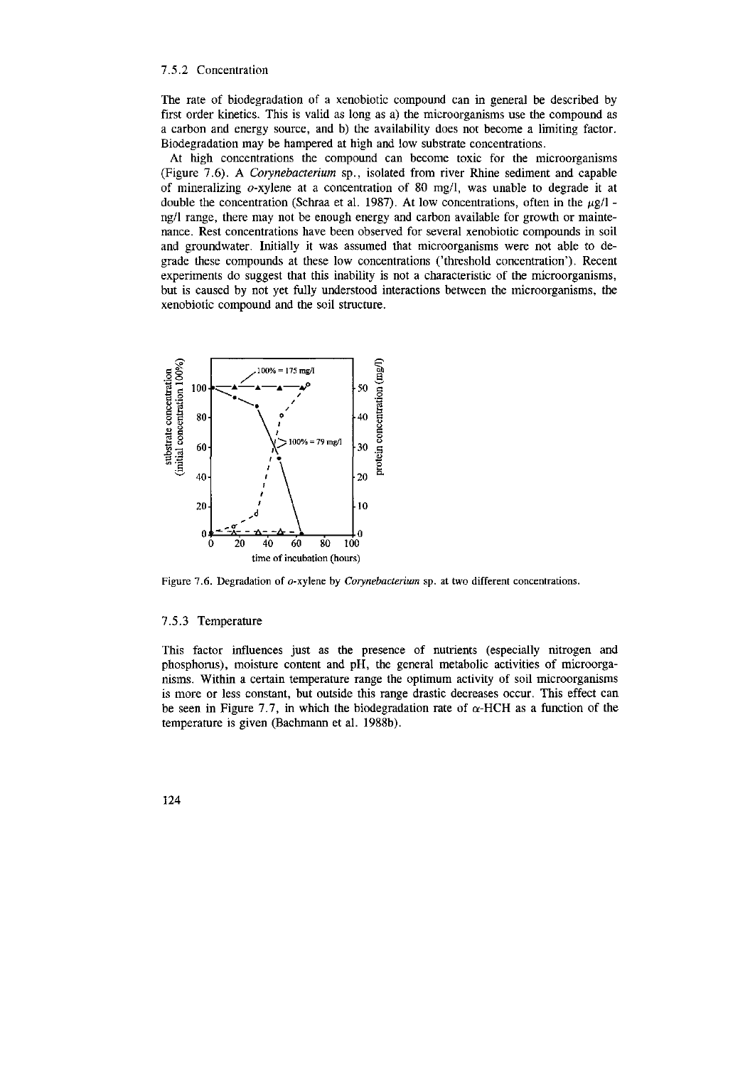### 7.5.2 Concentration

The rate of biodegradation of a xenobiotic compound can in general be described by first order kinetics. This is valid as long as a) the microorganisms use the compound as a carbon and energy source, and b) the availability does not become a limiting factor. Biodegradation may be hampered at high and low substrate concentrations.

At high concentrations the compound can become toxic for the microorganisms (Figure 7.6). A *Corynebacterium* sp., isolated from river Rhine sediment and capable of mineralizing *o*-xylene at a concentration of 80 mg/l, was unable to degrade it at double the concentration (Schraa et al. 1987). At low concentrations, often in the $\mu$g/l - ng/l range, there may not be enough energy and carbon available for growth or maintenance. Rest concentrations have been observed for several xenobiotic compounds in soil and groundwater. Initially it was assumed that microorganisms were not able to degrade these compounds at these low concentrations ('threshold concentration'). Recent experiments do suggest that this inability is not a characteristic of the microorganisms, but is caused by not yet fully understood interactions between the microorganisms, the xenobiotic compound and the soil structure.

Figure 7.6. Degradation of *o*-xylene by *Corynebacterium* sp. at two different concentrations.

### 7.5.3 Temperature

This factor influences just as the presence of nutrients (especially nitrogen and phosphorus), moisture content and pH, the general metabolic activities of microorganisms. Within a certain temperature range the optimum activity of soil microorganisms is more or less constant, but outside this range drastic decreases occur. This effect can be seen in Figure 7.7, in which the biodegradation rate of $\alpha$-HCH as a function of the temperature is given (Bachmann et al. 1988b).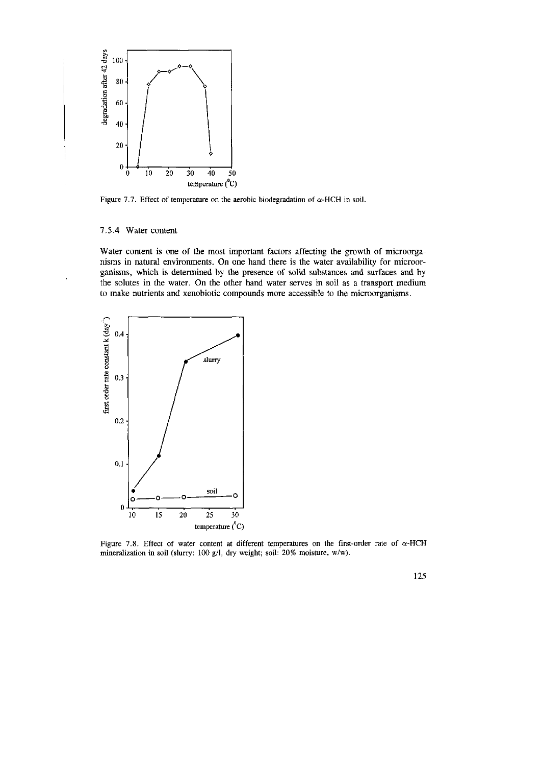Figure 7.7. Effect of temperature on the aerobic biodegradation of α-HCH in soil.

### 7.5.4 Water content

Water content is one of the most important factors affecting the growth of microorganisms in natural environments. On one hand there is the water availability for microorganisms, which is determined by the presence of solid substances and surfaces and by the solutes in the water. On the other hand water serves in soil as a transport medium to make nutrients and xenobiotic compounds more accessible to the microorganisms.

Figure 7.8. Effect of water content at different temperatures on the first-order rate of α-HCH mineralization in soil (slurry: 100 g/l, dry weight; soil: 20% moisture, w/w).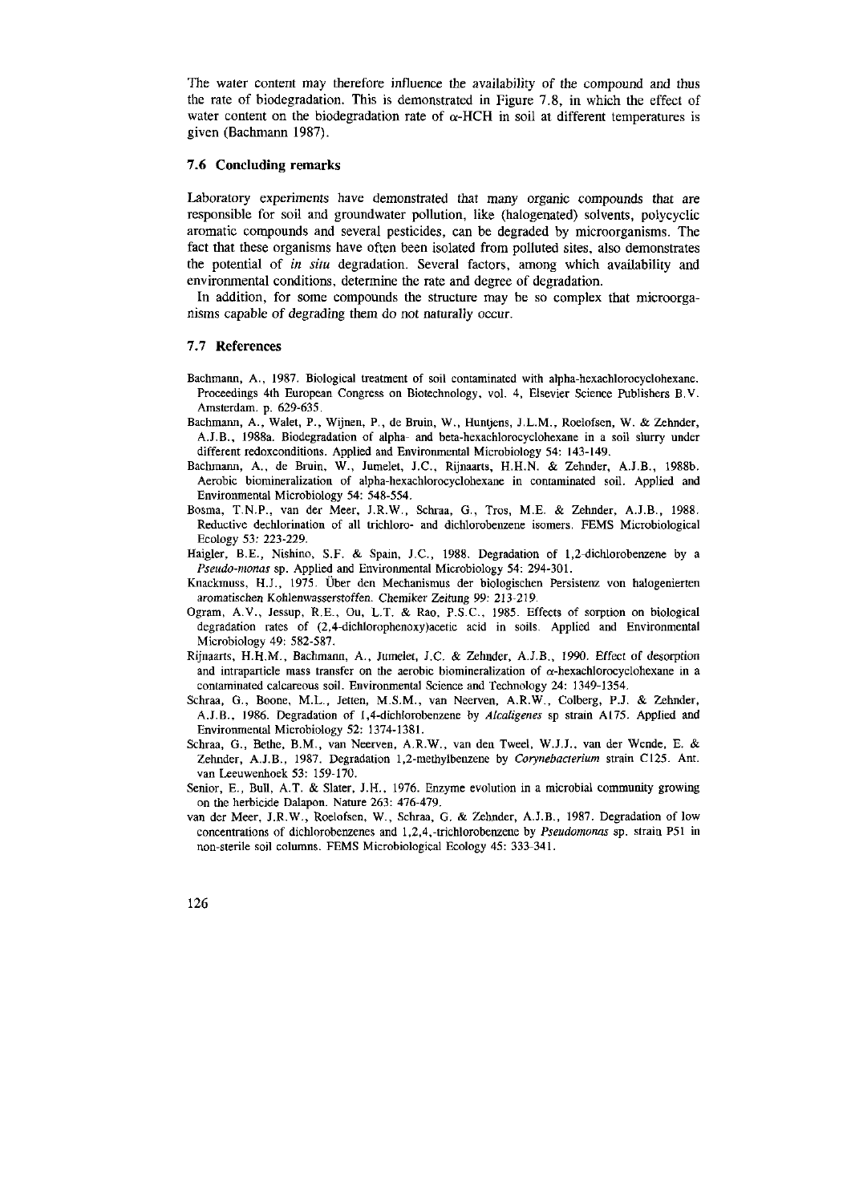The water content may therefore influence the availability of the compound and thus the rate of biodegradation. This is demonstrated in Figure 7.8, in which the effect of water content on the biodegradation rate of α-HCH in soil at different temperatures is given (Bachmann 1987).

### 7.6 Concluding remarks

Laboratory experiments have demonstrated that many organic compounds that are responsible for soil and groundwater pollution, like (halogenated) solvents, polycyclic aromatic compounds and several pesticides, can be degraded by microorganisms. The fact that these organisms have often been isolated from polluted sites, also demonstrates the potential of *in situ* degradation. Several factors, among which availability and environmental conditions, determine the rate and degree of degradation.

In addition, for some compounds the structure may be so complex that microorganisms capable of degrading them do not naturally occur.

### 7.7 References

Bachmann, A., 1987. Biological treatment of soil contaminated with alpha-hexachlorocyclohexane. Proceedings 4th European Congress on Biotechnology, vol. 4, Elsevier Science Publishers B.V. Amsterdam. p. 629-635.

Bachmann, A., Walet, P., Wijnen, P., de Bruin, W., Huntjens, J.L.M., Roelofsen, W. & Zehnder, A.J.B., 1988a. Biodegradation of alpha- and beta-hexachlorocyclohexane in a soil slurry under different redoxconditions. Applied and Environmental Microbiology 54: 143-149.

Bachmann, A., de Bruin, W., Jumelet, J.C., Rijnaarts, H.H.N. & Zehnder, A.J.B., 1988b. Aerobic biomineralization of alpha-hexachlorocyclohexane in contaminated soil. Applied and Environmental Microbiology 54: 548-554.

Bosma, T.N.P., van der Meer, J.R.W., Schraa, G., Tros, M.E. & Zehnder, A.J.B., 1988. Reductive dechlorination of all trichloro- and dichlorobenzene isomers. FEMS Microbiological Ecology 53: 223-229.

Haigler, B.E., Nishino, S.F. & Spain, J.C., 1988. Degradation of 1,2-dichlorobenzene by a *Pseudo-monas* sp. Applied and Environmental Microbiology 54: 294-301.

Knackmuss, H.J., 1975. Über den Mechanismus der biologischen Persistenz von halogenierten aromatischen Kohlenwasserstoffen. Chemiker Zeitung 99: 213-219.

Ogram, A.V., Jessup, R.E., Ou, L.T. & Rao, P.S.C., 1985. Effects of sorption on biological degradation rates of (2,4-dichlorophenoxy)acetic acid in soils. Applied and Environmental Microbiology 49: 582-587.

Rijnaarts, H.H.M., Bachmann, A., Jumelet, J.C. & Zehnder, A.J.B., 1990. Effect of desorption and intraparticle mass transfer on the aerobic biomineralization of α-hexachlorocyclohexane in a contaminated calcareous soil. Environmental Science and Technology 24: 1349-1354.

Schraa, G., Boone, M.L., Jetten, M.S.M., van Neerven, A.R.W., Colberg, P.J. & Zehnder, A.J.B., 1986. Degradation of 1,4-dichlorobenzene by *Alcaligenes* sp strain A175. Applied and Environmental Microbiology 52: 1374-1381.

Schraa, G., Bethe, B.M., van Neerven, A.R.W., van den Tweel, W.J.J., van der Wende, E. & Zehnder, A.J.B., 1987. Degradation 1,2-methylbenzene by *Corynebacterium* strain C125. Ant. van Leeuwenhoek 53: 159-170.

Senior, E., Bull, A.T. & Slater, J.H., 1976. Enzyme evolution in a microbial community growing on the herbicide Dalapon. Nature 263: 476-479.

van der Meer, J.R.W., Roelofsen, W., Schraa, G. & Zehnder, A.J.B., 1987. Degradation of low concentrations of dichlorobenzenes and 1,2,4,-trichlorobenzene by *Pseudomonas* sp. strain P51 in non-sterile soil columns. FEMS Microbiological Ecology 45: 333-341.